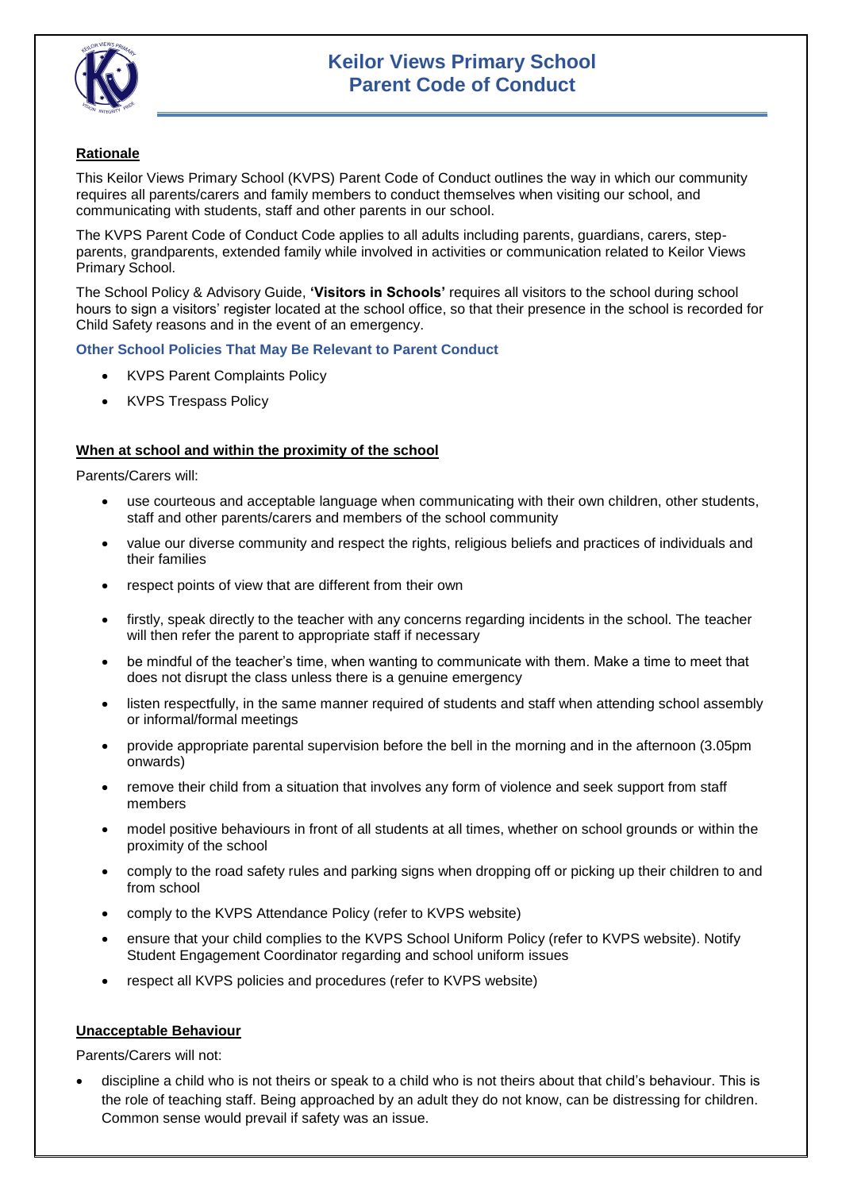# Keilor Views Primary School
# Parent Code of Conduct

**Rationale**

This Keilor Views Primary School (KVPS) Parent Code of Conduct outlines the way in which our community requires all parents/carers and family members to conduct themselves when visiting our school, and communicating with students, staff and other parents in our school.

The KVPS Parent Code of Conduct Code applies to all adults including parents, guardians, carers, step-parents, grandparents, extended family while involved in activities or communication related to Keilor Views Primary School.

The School Policy & Advisory Guide, **'Visitors in Schools'** requires all visitors to the school during school hours to sign a visitors' register located at the school office, so that their presence in the school is recorded for Child Safety reasons and in the event of an emergency.

### Other School Policies That May Be Relevant to Parent Conduct

- KVPS Parent Complaints Policy
- KVPS Trespass Policy

**When at school and within the proximity of the school**

Parents/Carers will:

- use courteous and acceptable language when communicating with their own children, other students, staff and other parents/carers and members of the school community
- value our diverse community and respect the rights, religious beliefs and practices of individuals and their families
- respect points of view that are different from their own
- firstly, speak directly to the teacher with any concerns regarding incidents in the school. The teacher will then refer the parent to appropriate staff if necessary
- be mindful of the teacher's time, when wanting to communicate with them. Make a time to meet that does not disrupt the class unless there is a genuine emergency
- listen respectfully, in the same manner required of students and staff when attending school assembly or informal/formal meetings
- provide appropriate parental supervision before the bell in the morning and in the afternoon (3.05pm onwards)
- remove their child from a situation that involves any form of violence and seek support from staff members
- model positive behaviours in front of all students at all times, whether on school grounds or within the proximity of the school
- comply to the road safety rules and parking signs when dropping off or picking up their children to and from school
- comply to the KVPS Attendance Policy (refer to KVPS website)
- ensure that your child complies to the KVPS School Uniform Policy (refer to KVPS website). Notify Student Engagement Coordinator regarding and school uniform issues
- respect all KVPS policies and procedures (refer to KVPS website)

**Unacceptable Behaviour**

Parents/Carers will not:

- discipline a child who is not theirs or speak to a child who is not theirs about that child's behaviour. This is the role of teaching staff. Being approached by an adult they do not know, can be distressing for children. Common sense would prevail if safety was an issue.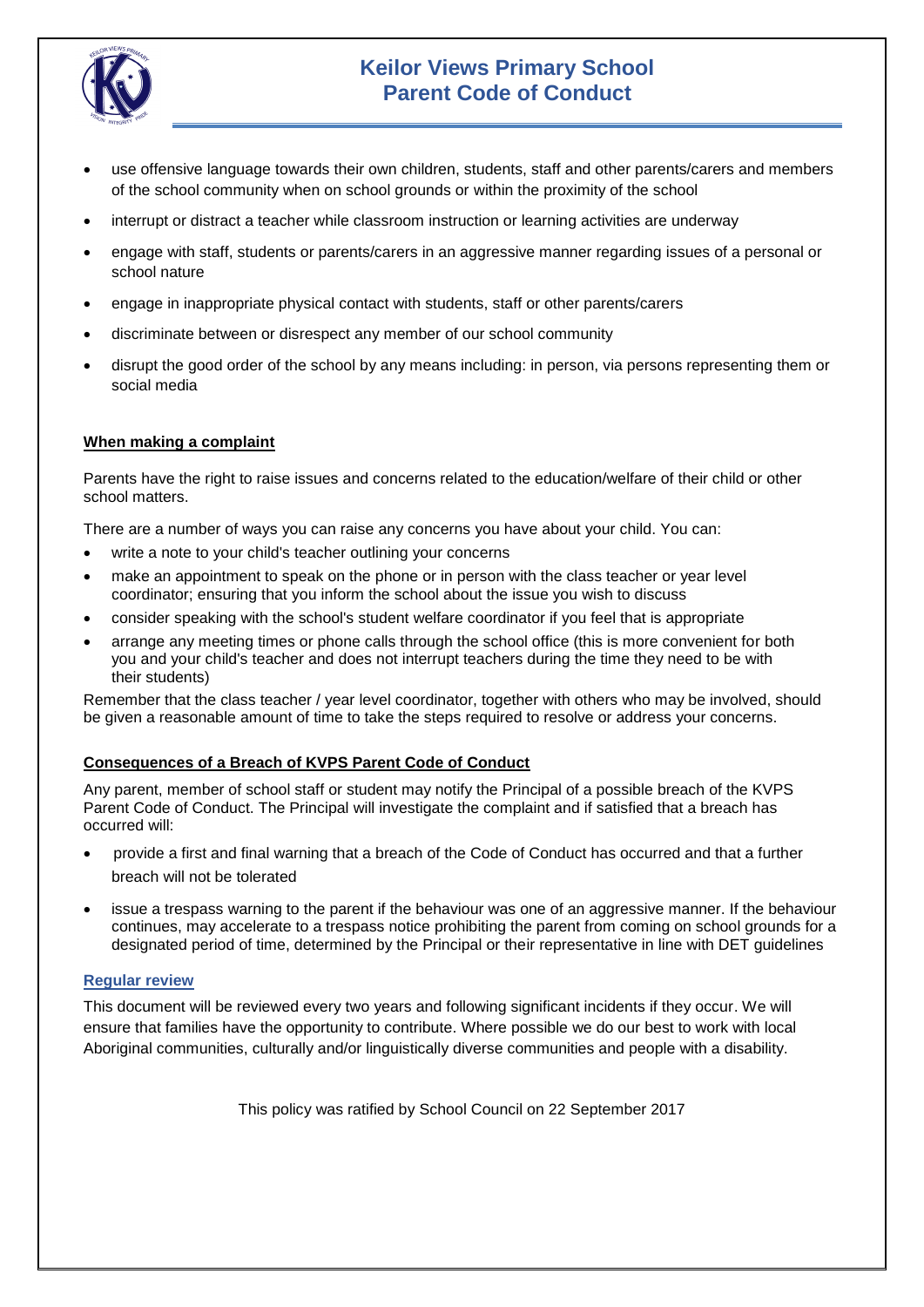- use offensive language towards their own children, students, staff and other parents/carers and members of the school community when on school grounds or within the proximity of the school
- interrupt or distract a teacher while classroom instruction or learning activities are underway
- engage with staff, students or parents/carers in an aggressive manner regarding issues of a personal or school nature
- engage in inappropriate physical contact with students, staff or other parents/carers
- discriminate between or disrespect any member of our school community
- disrupt the good order of the school by any means including: in person, via persons representing them or social media

**When making a complaint**

Parents have the right to raise issues and concerns related to the education/welfare of their child or other school matters.

There are a number of ways you can raise any concerns you have about your child. You can:

- write a note to your child's teacher outlining your concerns
- make an appointment to speak on the phone or in person with the class teacher or year level coordinator; ensuring that you inform the school about the issue you wish to discuss
- consider speaking with the school's student welfare coordinator if you feel that is appropriate
- arrange any meeting times or phone calls through the school office (this is more convenient for both you and your child's teacher and does not interrupt teachers during the time they need to be with their students)

Remember that the class teacher / year level coordinator, together with others who may be involved, should be given a reasonable amount of time to take the steps required to resolve or address your concerns.

**Consequences of a Breach of KVPS Parent Code of Conduct**

Any parent, member of school staff or student may notify the Principal of a possible breach of the KVPS Parent Code of Conduct. The Principal will investigate the complaint and if satisfied that a breach has occurred will:

- provide a first and final warning that a breach of the Code of Conduct has occurred and that a further breach will not be tolerated
- issue a trespass warning to the parent if the behaviour was one of an aggressive manner. If the behaviour continues, may accelerate to a trespass notice prohibiting the parent from coming on school grounds for a designated period of time, determined by the Principal or their representative in line with DET guidelines

**Regular review**

This document will be reviewed every two years and following significant incidents if they occur. We will ensure that families have the opportunity to contribute. Where possible we do our best to work with local Aboriginal communities, culturally and/or linguistically diverse communities and people with a disability.

This policy was ratified by School Council on 22 September 2017